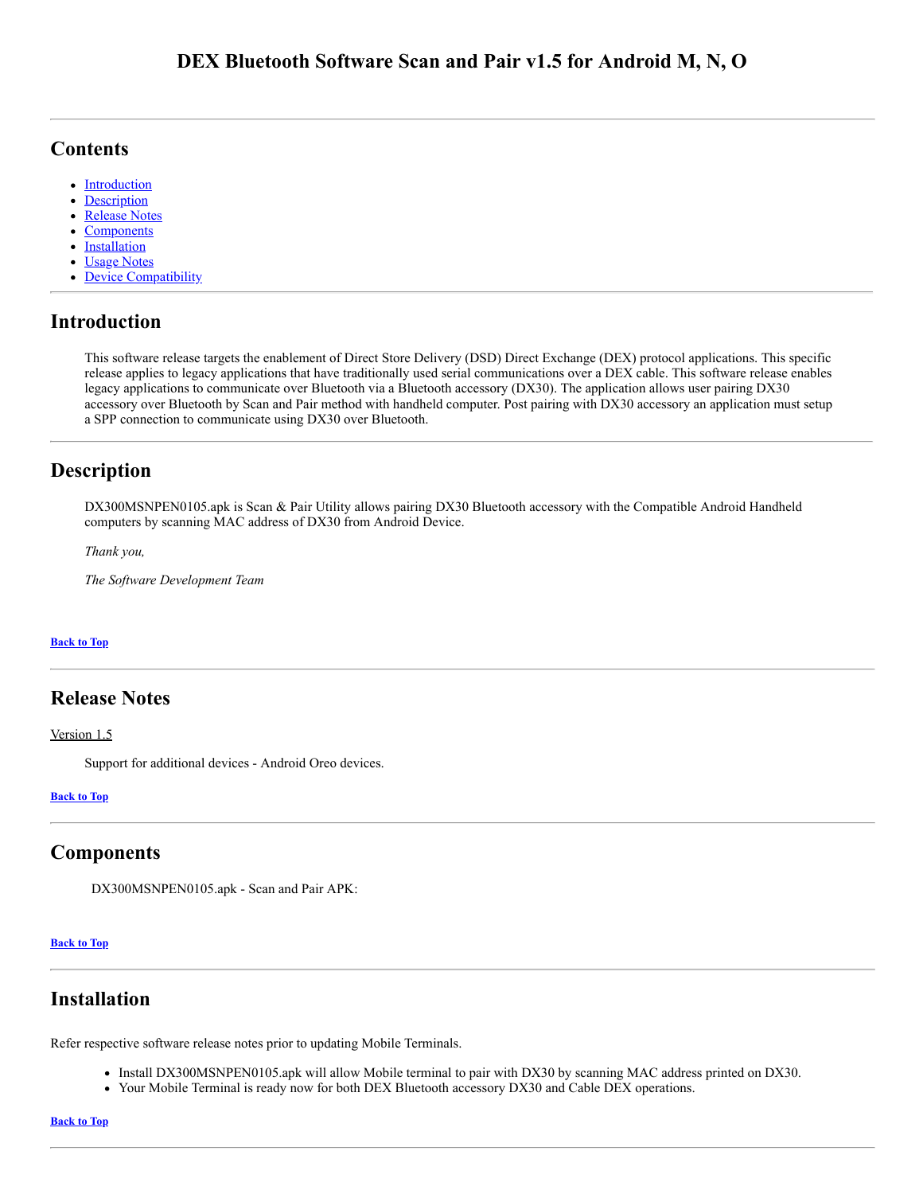# DEX Bluetooth Software Scan and Pair v1.5 for Android M, N, O

## Contents

- Introduction
- Description
- Release Notes
- Components
- Installation
- Usage Notes
- Device Compatibility

## Introduction

This software release targets the enablement of Direct Store Delivery (DSD) Direct Exchange (DEX) protocol applications. This specific release applies to legacy applications that have traditionally used serial communications over a DEX cable. This software release enables legacy applications to communicate over Bluetooth via a Bluetooth accessory (DX30). The application allows user pairing DX30 accessory over Bluetooth by Scan and Pair method with handheld computer. Post pairing with DX30 accessory an application must setup a SPP connection to communicate using DX30 over Bluetooth.

## Description

DX300MSNPEN0105.apk is Scan & Pair Utility allows pairing DX30 Bluetooth accessory with the Compatible Android Handheld computers by scanning MAC address of DX30 from Android Device.

*Thank you,*

*The Software Development Team*

**Back to Top**

## Release Notes

Version 1.5

Support for additional devices - Android Oreo devices.

**Back to Top**

## Components

DX300MSNPEN0105.apk - Scan and Pair APK:

**Back to Top**

## Installation

Refer respective software release notes prior to updating Mobile Terminals.

- Install DX300MSNPEN0105.apk will allow Mobile terminal to pair with DX30 by scanning MAC address printed on DX30.
- Your Mobile Terminal is ready now for both DEX Bluetooth accessory DX30 and Cable DEX operations.

**Back to Top**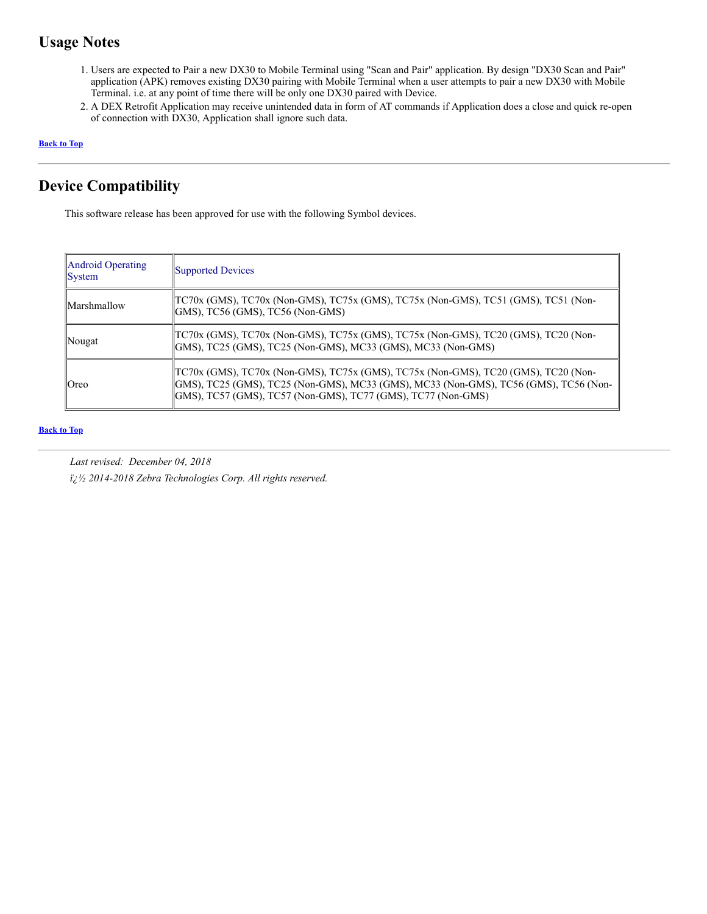## Usage Notes

1. Users are expected to Pair a new DX30 to Mobile Terminal using "Scan and Pair" application. By design "DX30 Scan and Pair" application (APK) removes existing DX30 pairing with Mobile Terminal when a user attempts to pair a new DX30 with Mobile Terminal. i.e. at any point of time there will be only one DX30 paired with Device.
2. A DEX Retrofit Application may receive unintended data in form of AT commands if Application does a close and quick re-open of connection with DX30, Application shall ignore such data.

**Back to Top**

---

## Device Compatibility

This software release has been approved for use with the following Symbol devices.

| Android Operating System | Supported Devices |
|---|---|
| Marshmallow | TC70x (GMS), TC70x (Non-GMS), TC75x (GMS), TC75x (Non-GMS), TC51 (GMS), TC51 (Non-GMS), TC56 (GMS), TC56 (Non-GMS) |
| Nougat | TC70x (GMS), TC70x (Non-GMS), TC75x (GMS), TC75x (Non-GMS), TC20 (GMS), TC20 (Non-GMS), TC25 (GMS), TC25 (Non-GMS), MC33 (GMS), MC33 (Non-GMS) |
| Oreo | TC70x (GMS), TC70x (Non-GMS), TC75x (GMS), TC75x (Non-GMS), TC20 (GMS), TC20 (Non-GMS), TC25 (GMS), TC25 (Non-GMS), MC33 (GMS), MC33 (Non-GMS), TC56 (GMS), TC56 (Non-GMS), TC57 (GMS), TC57 (Non-GMS), TC77 (GMS), TC77 (Non-GMS) |

**Back to Top**

---

*Last revised: December 04, 2018*

*ï¿½ 2014-2018 Zebra Technologies Corp. All rights reserved.*